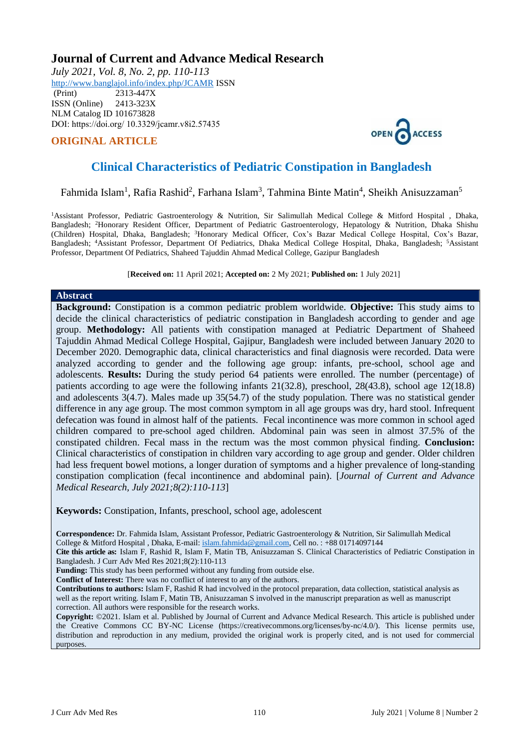# Journal of Current and Advance Medical Research

*July 2021, Vol. 8, No. 2, pp. 110-113*
http://www.banglajol.info/index.php/JCAMR ISSN (Print) 2313-447X
ISSN (Online) 2413-323X
NLM Catalog ID 101673828
DOI: https://doi.org/ 10.3329/jcamr.v8i2.57435

**ORIGINAL ARTICLE**

OPEN ACCESS

## Clinical Characteristics of Pediatric Constipation in Bangladesh

Fahmida Islam[1], Rafia Rashid[2], Farhana Islam[3], Tahmina Binte Matin[4], Sheikh Anisuzzaman[5]

[1]Assistant Professor, Pediatric Gastroenterology & Nutrition, Sir Salimullah Medical College & Mitford Hospital , Dhaka, Bangladesh; [2]Honorary Resident Officer, Department of Pediatric Gastroenterology, Hepatology & Nutrition, Dhaka Shishu (Children) Hospital, Dhaka, Bangladesh; [3]Honorary Medical Officer, Cox's Bazar Medical College Hospital, Cox's Bazar, Bangladesh; [4]Assistant Professor, Department Of Pediatrics, Dhaka Medical College Hospital, Dhaka, Bangladesh; [5]Assistant Professor, Department Of Pediatrics, Shaheed Tajuddin Ahmad Medical College, Gazipur Bangladesh

[**Received on:** 11 April 2021; **Accepted on:** 2 My 2021; **Published on:** 1 July 2021]

### Abstract

**Background:** Constipation is a common pediatric problem worldwide. **Objective:** This study aims to decide the clinical characteristics of pediatric constipation in Bangladesh according to gender and age group. **Methodology:** All patients with constipation managed at Pediatric Department of Shaheed Tajuddin Ahmad Medical College Hospital, Gajipur, Bangladesh were included between January 2020 to December 2020. Demographic data, clinical characteristics and final diagnosis were recorded. Data were analyzed according to gender and the following age group: infants, pre-school, school age and adolescents. **Results:** During the study period 64 patients were enrolled. The number (percentage) of patients according to age were the following infants 21(32.8), preschool, 28(43.8), school age 12(18.8) and adolescents 3(4.7). Males made up 35(54.7) of the study population. There was no statistical gender difference in any age group. The most common symptom in all age groups was dry, hard stool. Infrequent defecation was found in almost half of the patients. Fecal incontinence was more common in school aged children compared to pre-school aged children. Abdominal pain was seen in almost 37.5% of the constipated children. Fecal mass in the rectum was the most common physical finding. **Conclusion:** Clinical characteristics of constipation in children vary according to age group and gender. Older children had less frequent bowel motions, a longer duration of symptoms and a higher prevalence of long-standing constipation complication (fecal incontinence and abdominal pain). [*Journal of Current and Advance Medical Research, July 2021;8(2):110-113*]

**Keywords:** Constipation, Infants, preschool, school age, adolescent

**Correspondence:** Dr. Fahmida Islam, Assistant Professor, Pediatric Gastroenterology & Nutrition, Sir Salimullah Medical College & Mitford Hospital , Dhaka, E-mail: islam.fahmida@gmail.com, Cell no. : +88 01714097144

**Cite this article as:** Islam F, Rashid R, Islam F, Matin TB, Anisuzzaman S. Clinical Characteristics of Pediatric Constipation in Bangladesh. J Curr Adv Med Res 2021;8(2):110-113

**Funding:** This study has been performed without any funding from outside else.

**Conflict of Interest:** There was no conflict of interest to any of the authors.

**Contributions to authors:** Islam F, Rashid R had incvolved in the protocol preparation, data collection, statistical analysis as well as the report writing. Islam F, Matin TB, Anisuzzaman S involved in the manuscript preparation as well as manuscript correction. All authors were responsible for the research works.

**Copyright:** ©2021. Islam et al. Published by Journal of Current and Advance Medical Research. This article is published under the Creative Commons CC BY-NC License (https://creativecommons.org/licenses/by-nc/4.0/). This license permits use, distribution and reproduction in any medium, provided the original work is properly cited, and is not used for commercial purposes.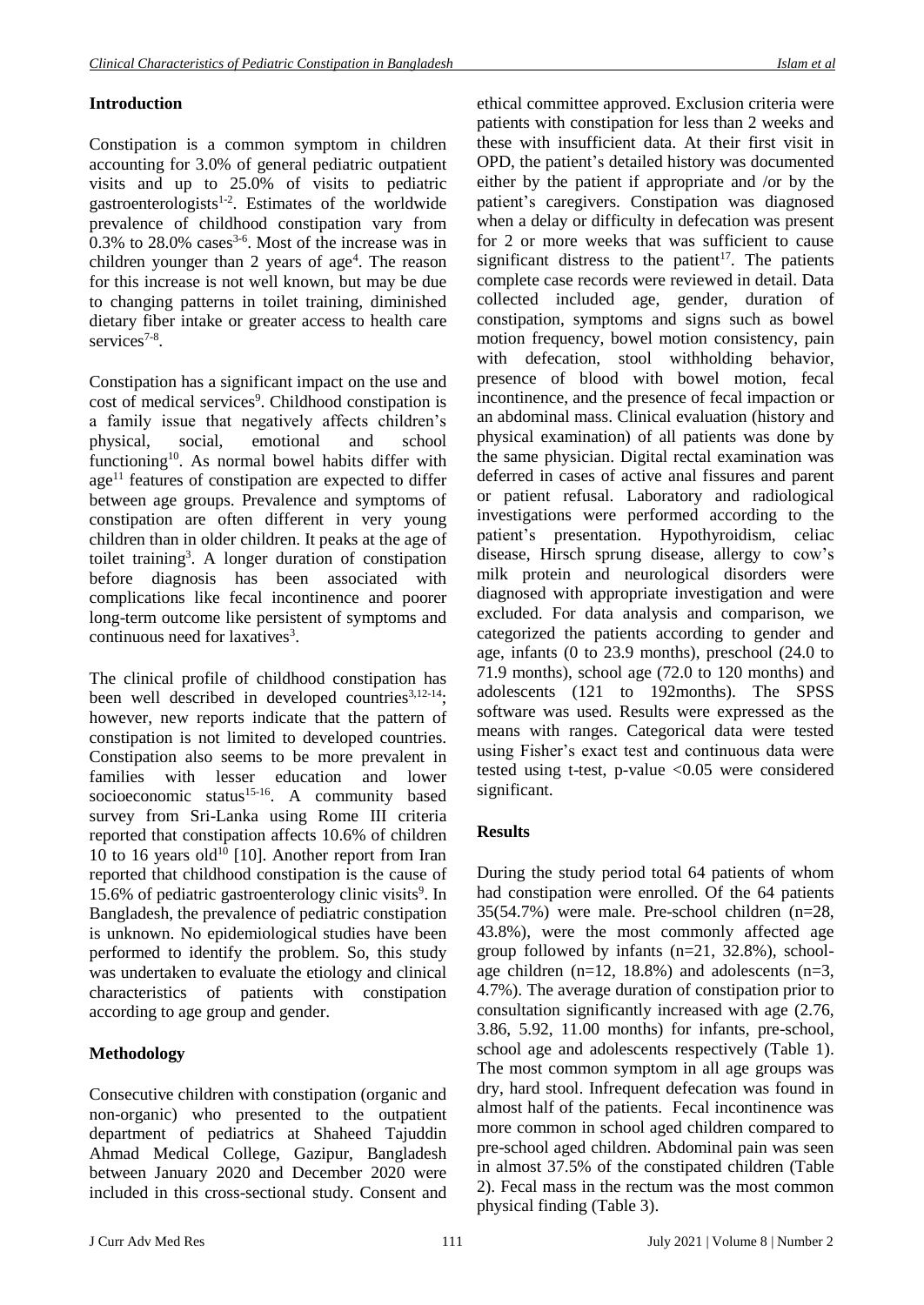## Introduction

Constipation is a common symptom in children accounting for 3.0% of general pediatric outpatient visits and up to 25.0% of visits to pediatric gastroenterologists[1-2]. Estimates of the worldwide prevalence of childhood constipation vary from 0.3% to 28.0% cases[3-6]. Most of the increase was in children younger than 2 years of age[4]. The reason for this increase is not well known, but may be due to changing patterns in toilet training, diminished dietary fiber intake or greater access to health care services[7-8].

Constipation has a significant impact on the use and cost of medical services[9]. Childhood constipation is a family issue that negatively affects children's physical, social, emotional and school functioning[10]. As normal bowel habits differ with age[11] features of constipation are expected to differ between age groups. Prevalence and symptoms of constipation are often different in very young children than in older children. It peaks at the age of toilet training[3]. A longer duration of constipation before diagnosis has been associated with complications like fecal incontinence and poorer long-term outcome like persistent of symptoms and continuous need for laxatives[3].

The clinical profile of childhood constipation has been well described in developed countries[3,12-14]; however, new reports indicate that the pattern of constipation is not limited to developed countries. Constipation also seems to be more prevalent in families with lesser education and lower socioeconomic status[15-16]. A community based survey from Sri-Lanka using Rome III criteria reported that constipation affects 10.6% of children 10 to 16 years old[10] [10]. Another report from Iran reported that childhood constipation is the cause of 15.6% of pediatric gastroenterology clinic visits[9]. In Bangladesh, the prevalence of pediatric constipation is unknown. No epidemiological studies have been performed to identify the problem. So, this study was undertaken to evaluate the etiology and clinical characteristics of patients with constipation according to age group and gender.

## Methodology

Consecutive children with constipation (organic and non-organic) who presented to the outpatient department of pediatrics at Shaheed Tajuddin Ahmad Medical College, Gazipur, Bangladesh between January 2020 and December 2020 were included in this cross-sectional study. Consent and ethical committee approved. Exclusion criteria were patients with constipation for less than 2 weeks and these with insufficient data. At their first visit in OPD, the patient's detailed history was documented either by the patient if appropriate and /or by the patient's caregivers. Constipation was diagnosed when a delay or difficulty in defecation was present for 2 or more weeks that was sufficient to cause significant distress to the patient[17]. The patients complete case records were reviewed in detail. Data collected included age, gender, duration of constipation, symptoms and signs such as bowel motion frequency, bowel motion consistency, pain with defecation, stool withholding behavior, presence of blood with bowel motion, fecal incontinence, and the presence of fecal impaction or an abdominal mass. Clinical evaluation (history and physical examination) of all patients was done by the same physician. Digital rectal examination was deferred in cases of active anal fissures and parent or patient refusal. Laboratory and radiological investigations were performed according to the patient's presentation. Hypothyroidism, celiac disease, Hirsch sprung disease, allergy to cow's milk protein and neurological disorders were diagnosed with appropriate investigation and were excluded. For data analysis and comparison, we categorized the patients according to gender and age, infants (0 to 23.9 months), preschool (24.0 to 71.9 months), school age (72.0 to 120 months) and adolescents (121 to 192months). The SPSS software was used. Results were expressed as the means with ranges. Categorical data were tested using Fisher's exact test and continuous data were tested using t-test, p-value $<0.05$ were considered significant.

## Results

During the study period total 64 patients of whom had constipation were enrolled. Of the 64 patients 35(54.7%) were male. Pre-school children (n=28, 43.8%), were the most commonly affected age group followed by infants (n=21, 32.8%), school-age children (n=12, 18.8%) and adolescents (n=3, 4.7%). The average duration of constipation prior to consultation significantly increased with age (2.76, 3.86, 5.92, 11.00 months) for infants, pre-school, school age and adolescents respectively (Table 1). The most common symptom in all age groups was dry, hard stool. Infrequent defecation was found in almost half of the patients. Fecal incontinence was more common in school aged children compared to pre-school aged children. Abdominal pain was seen in almost 37.5% of the constipated children (Table 2). Fecal mass in the rectum was the most common physical finding (Table 3).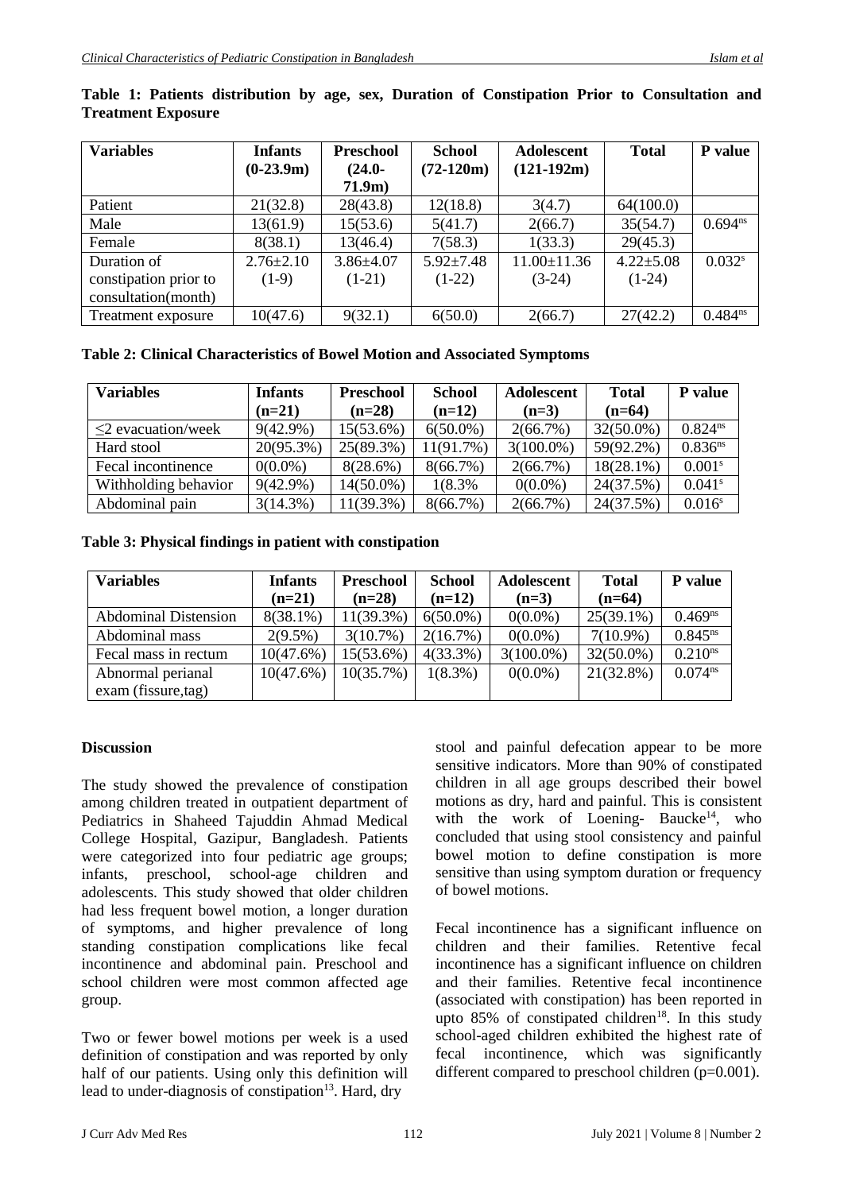**Table 1: Patients distribution by age, sex, Duration of Constipation Prior to Consultation and Treatment Exposure**

| Variables | Infants (0-23.9m) | Preschool (24.0-71.9m) | School (72-120m) | Adolescent (121-192m) | Total | P value |
|---|---|---|---|---|---|---|
| Patient | 21(32.8) | 28(43.8) | 12(18.8) | 3(4.7) | 64(100.0) | |
| Male | 13(61.9) | 15(53.6) | 5(41.7) | 2(66.7) | 35(54.7) | 0.694[ns] |
| Female | 8(38.1) | 13(46.4) | 7(58.3) | 1(33.3) | 29(45.3) | |
| Duration of constipation prior to consultation(month) | 2.76±2.10 (1-9) | 3.86±4.07 (1-21) | 5.92±7.48 (1-22) | 11.00±11.36 (3-24) | 4.22±5.08 (1-24) | 0.032[s] |
| Treatment exposure | 10(47.6) | 9(32.1) | 6(50.0) | 2(66.7) | 27(42.2) | 0.484[ns] |

**Table 2: Clinical Characteristics of Bowel Motion and Associated Symptoms**

| Variables | Infants (n=21) | Preschool (n=28) | School (n=12) | Adolescent (n=3) | Total (n=64) | P value |
|---|---|---|---|---|---|---|
| ≤2 evacuation/week | 9(42.9%) | 15(53.6%) | 6(50.0%) | 2(66.7%) | 32(50.0%) | 0.824[ns] |
| Hard stool | 20(95.3%) | 25(89.3%) | 11(91.7%) | 3(100.0%) | 59(92.2%) | 0.836[ns] |
| Fecal incontinence | 0(0.0%) | 8(28.6%) | 8(66.7%) | 2(66.7%) | 18(28.1%) | 0.001[s] |
| Withholding behavior | 9(42.9%) | 14(50.0%) | 1(8.3% | 0(0.0%) | 24(37.5%) | 0.041[s] |
| Abdominal pain | 3(14.3%) | 11(39.3%) | 8(66.7%) | 2(66.7%) | 24(37.5%) | 0.016[s] |

**Table 3: Physical findings in patient with constipation**

| Variables | Infants (n=21) | Preschool (n=28) | School (n=12) | Adolescent (n=3) | Total (n=64) | P value |
|---|---|---|---|---|---|---|
| Abdominal Distension | 8(38.1%) | 11(39.3%) | 6(50.0%) | 0(0.0%) | 25(39.1%) | 0.469[ns] |
| Abdominal mass | 2(9.5%) | 3(10.7%) | 2(16.7%) | 0(0.0%) | 7(10.9%) | 0.845[ns] |
| Fecal mass in rectum | 10(47.6%) | 15(53.6%) | 4(33.3%) | 3(100.0%) | 32(50.0%) | 0.210[ns] |
| Abnormal perianal exam (fissure,tag) | 10(47.6%) | 10(35.7%) | 1(8.3%) | 0(0.0%) | 21(32.8%) | 0.074[ns] |

## Discussion

The study showed the prevalence of constipation among children treated in outpatient department of Pediatrics in Shaheed Tajuddin Ahmad Medical College Hospital, Gazipur, Bangladesh. Patients were categorized into four pediatric age groups; infants, preschool, school-age children and adolescents. This study showed that older children had less frequent bowel motion, a longer duration of symptoms, and higher prevalence of long standing constipation complications like fecal incontinence and abdominal pain. Preschool and school children were most common affected age group.

Two or fewer bowel motions per week is a used definition of constipation and was reported by only half of our patients. Using only this definition will lead to under-diagnosis of constipation[13]. Hard, dry stool and painful defecation appear to be more sensitive indicators. More than 90% of constipated children in all age groups described their bowel motions as dry, hard and painful. This is consistent with the work of Loening- Baucke[14], who concluded that using stool consistency and painful bowel motion to define constipation is more sensitive than using symptom duration or frequency of bowel motions.

Fecal incontinence has a significant influence on children and their families. Retentive fecal incontinence has a significant influence on children and their families. Retentive fecal incontinence (associated with constipation) has been reported in upto 85% of constipated children[18]. In this study school-aged children exhibited the highest rate of fecal incontinence, which was significantly different compared to preschool children (p=0.001).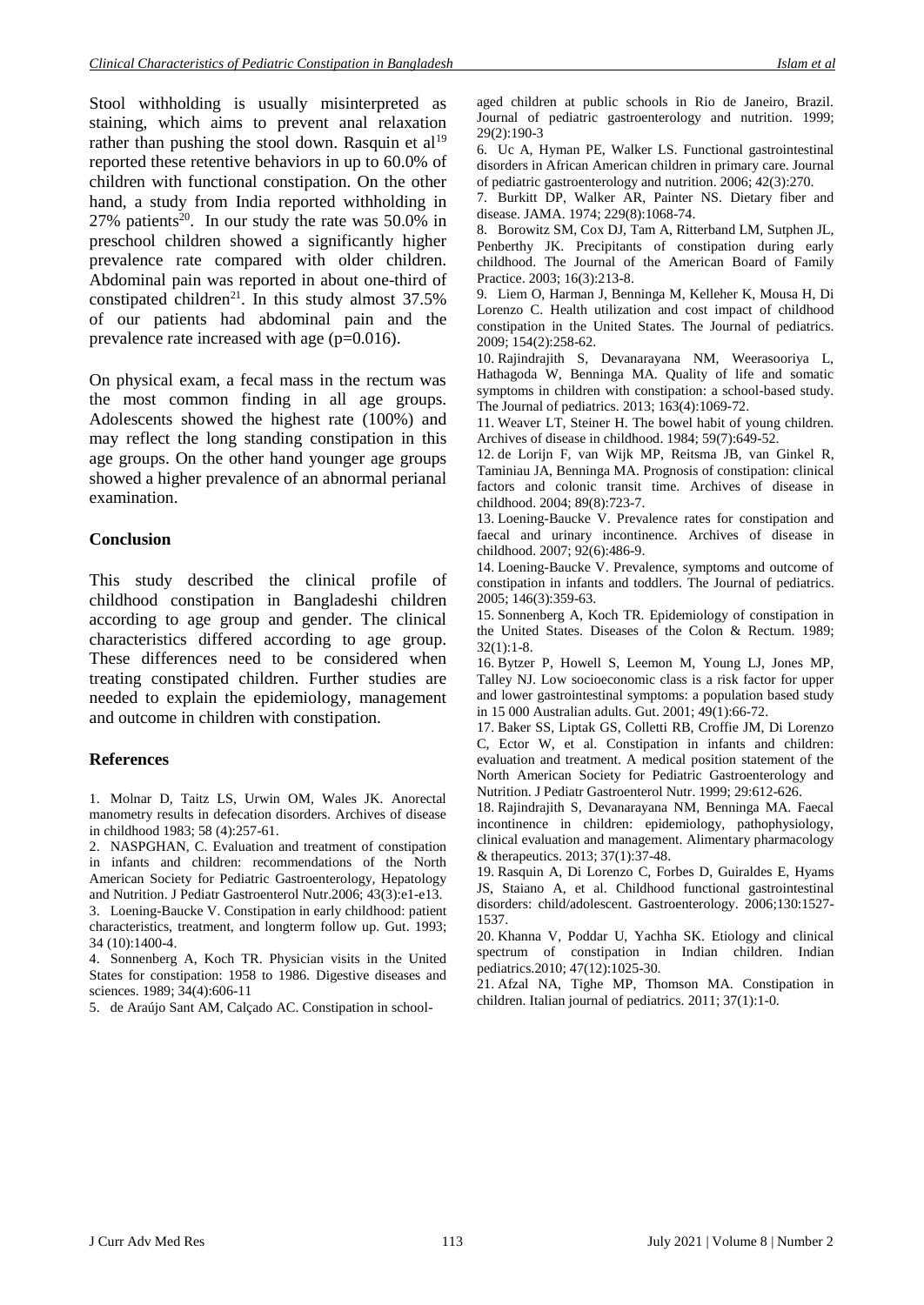Stool withholding is usually misinterpreted as staining, which aims to prevent anal relaxation rather than pushing the stool down. Rasquin et al[19] reported these retentive behaviors in up to 60.0% of children with functional constipation. On the other hand, a study from India reported withholding in 27% patients[20]. In our study the rate was 50.0% in preschool children showed a significantly higher prevalence rate compared with older children. Abdominal pain was reported in about one-third of constipated children[21]. In this study almost 37.5% of our patients had abdominal pain and the prevalence rate increased with age (p=0.016).

On physical exam, a fecal mass in the rectum was the most common finding in all age groups. Adolescents showed the highest rate (100%) and may reflect the long standing constipation in this age groups. On the other hand younger age groups showed a higher prevalence of an abnormal perianal examination.

## Conclusion

This study described the clinical profile of childhood constipation in Bangladeshi children according to age group and gender. The clinical characteristics differed according to age group. These differences need to be considered when treating constipated children. Further studies are needed to explain the epidemiology, management and outcome in children with constipation.

## References

1. Molnar D, Taitz LS, Urwin OM, Wales JK. Anorectal manometry results in defecation disorders. Archives of disease in childhood 1983; 58 (4):257-61.
2. NASPGHAN, C. Evaluation and treatment of constipation in infants and children: recommendations of the North American Society for Pediatric Gastroenterology, Hepatology and Nutrition. J Pediatr Gastroenterol Nutr.2006; 43(3):e1-e13.
3. Loening-Baucke V. Constipation in early childhood: patient characteristics, treatment, and longterm follow up. Gut. 1993; 34 (10):1400-4.
4. Sonnenberg A, Koch TR. Physician visits in the United States for constipation: 1958 to 1986. Digestive diseases and sciences. 1989; 34(4):606-11
5. de Araújo Sant AM, Calçado AC. Constipation in school-aged children at public schools in Rio de Janeiro, Brazil. Journal of pediatric gastroenterology and nutrition. 1999; 29(2):190-3
6. Uc A, Hyman PE, Walker LS. Functional gastrointestinal disorders in African American children in primary care. Journal of pediatric gastroenterology and nutrition. 2006; 42(3):270.
7. Burkitt DP, Walker AR, Painter NS. Dietary fiber and disease. JAMA. 1974; 229(8):1068-74.
8. Borowitz SM, Cox DJ, Tam A, Ritterband LM, Sutphen JL, Penberthy JK. Precipitants of constipation during early childhood. The Journal of the American Board of Family Practice. 2003; 16(3):213-8.
9. Liem O, Harman J, Benninga M, Kelleher K, Mousa H, Di Lorenzo C. Health utilization and cost impact of childhood constipation in the United States. The Journal of pediatrics. 2009; 154(2):258-62.
10. Rajindrajith S, Devanarayana NM, Weerasooriya L, Hathagoda W, Benninga MA. Quality of life and somatic symptoms in children with constipation: a school-based study. The Journal of pediatrics. 2013; 163(4):1069-72.
11. Weaver LT, Steiner H. The bowel habit of young children. Archives of disease in childhood. 1984; 59(7):649-52.
12. de Lorijn F, van Wijk MP, Reitsma JB, van Ginkel R, Taminiau JA, Benninga MA. Prognosis of constipation: clinical factors and colonic transit time. Archives of disease in childhood. 2004; 89(8):723-7.
13. Loening-Baucke V. Prevalence rates for constipation and faecal and urinary incontinence. Archives of disease in childhood. 2007; 92(6):486-9.
14. Loening-Baucke V. Prevalence, symptoms and outcome of constipation in infants and toddlers. The Journal of pediatrics. 2005; 146(3):359-63.
15. Sonnenberg A, Koch TR. Epidemiology of constipation in the United States. Diseases of the Colon & Rectum. 1989; 32(1):1-8.
16. Bytzer P, Howell S, Leemon M, Young LJ, Jones MP, Talley NJ. Low socioeconomic class is a risk factor for upper and lower gastrointestinal symptoms: a population based study in 15 000 Australian adults. Gut. 2001; 49(1):66-72.
17. Baker SS, Liptak GS, Colletti RB, Croffie JM, Di Lorenzo C, Ector W, et al. Constipation in infants and children: evaluation and treatment. A medical position statement of the North American Society for Pediatric Gastroenterology and Nutrition. J Pediatr Gastroenterol Nutr. 1999; 29:612-626.
18. Rajindrajith S, Devanarayana NM, Benninga MA. Faecal incontinence in children: epidemiology, pathophysiology, clinical evaluation and management. Alimentary pharmacology & therapeutics. 2013; 37(1):37-48.
19. Rasquin A, Di Lorenzo C, Forbes D, Guiraldes E, Hyams JS, Staiano A, et al. Childhood functional gastrointestinal disorders: child/adolescent. Gastroenterology. 2006;130:1527-1537.
20. Khanna V, Poddar U, Yachha SK. Etiology and clinical spectrum of constipation in Indian children. Indian pediatrics.2010; 47(12):1025-30.
21. Afzal NA, Tighe MP, Thomson MA. Constipation in children. Italian journal of pediatrics. 2011; 37(1):1-0.